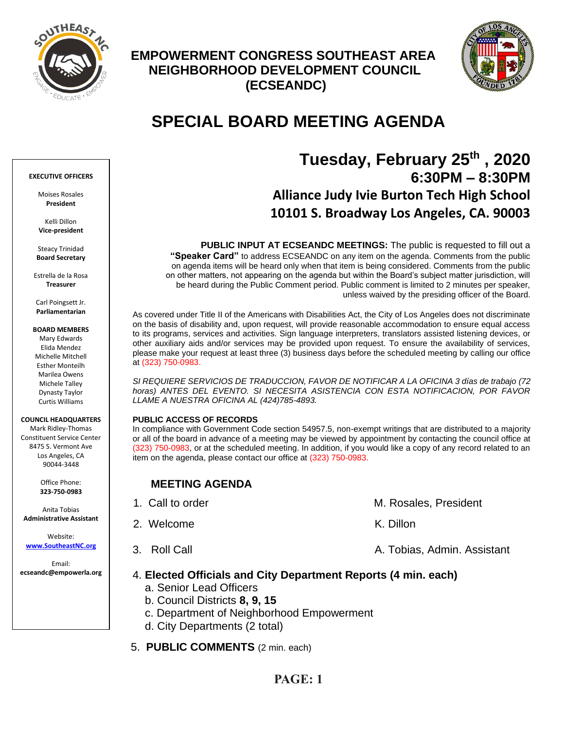# EMPOWERMENT CONGRESS SOUTHEAST AREA NEIGHBORHOOD DEVELOPMENT COUNCIL (ECSEANDC)

## SPECIAL BOARD MEETING AGENDA

**EXECUTIVE OFFICERS**

Moises Rosales
**President**

Kelli Dillon
**Vice-president**

Steacy Trinidad
**Board Secretary**

Estrella de la Rosa
**Treasurer**

Carl Poingsett Jr.
**Parliamentarian**

**BOARD MEMBERS**
Mary Edwards
Elida Mendez
Michelle Mitchell
Esther Monteilh
Marilea Owens
Michele Talley
Dynasty Taylor
Curtis Williams

**COUNCIL HEADQUARTERS**
Mark Ridley-Thomas
Constituent Service Center
8475 S. Vermont Ave
Los Angeles, CA
90044-3448

Office Phone:
**323-750-0983**

Anita Tobias
**Administrative Assistant**

Website:
**www.SoutheastNC.org**

Email:
**ecseandc@empowerla.org**

### Tuesday, February 25th , 2020
### 6:30PM – 8:30PM
### Alliance Judy Ivie Burton Tech High School
### 10101 S. Broadway Los Angeles, CA. 90003

**PUBLIC INPUT AT ECSEANDC MEETINGS:** The public is requested to fill out a **"Speaker Card"** to address ECSEANDC on any item on the agenda. Comments from the public on agenda items will be heard only when that item is being considered. Comments from the public on other matters, not appearing on the agenda but within the Board's subject matter jurisdiction, will be heard during the Public Comment period. Public comment is limited to 2 minutes per speaker, unless waived by the presiding officer of the Board.

As covered under Title II of the Americans with Disabilities Act, the City of Los Angeles does not discriminate on the basis of disability and, upon request, will provide reasonable accommodation to ensure equal access to its programs, services and activities. Sign language interpreters, translators assisted listening devices, or other auxiliary aids and/or services may be provided upon request. To ensure the availability of services, please make your request at least three (3) business days before the scheduled meeting by calling our office at (323) 750-0983.

*SI REQUIERE SERVICIOS DE TRADUCCION, FAVOR DE NOTIFICAR A LA OFICINA 3 días de trabajo (72 horas) ANTES DEL EVENTO. SI NECESITA ASISTENCIA CON ESTA NOTIFICACION, POR FAVOR LLAME A NUESTRA OFICINA AL (424)785-4893.*

**PUBLIC ACCESS OF RECORDS**
In compliance with Government Code section 54957.5, non-exempt writings that are distributed to a majority or all of the board in advance of a meeting may be viewed by appointment by contacting the council office at (323) 750-0983, or at the scheduled meeting. In addition, if you would like a copy of any record related to an item on the agenda, please contact our office at (323) 750-0983.

### MEETING AGENDA

1. Call to order — M. Rosales, President
2. Welcome — K. Dillon
3. Roll Call — A. Tobias, Admin. Assistant
4. **Elected Officials and City Department Reports (4 min. each)**
   a. Senior Lead Officers
   b. Council Districts **8, 9, 15**
   c. Department of Neighborhood Empowerment
   d. City Departments (2 total)
5. **PUBLIC COMMENTS** (2 min. each)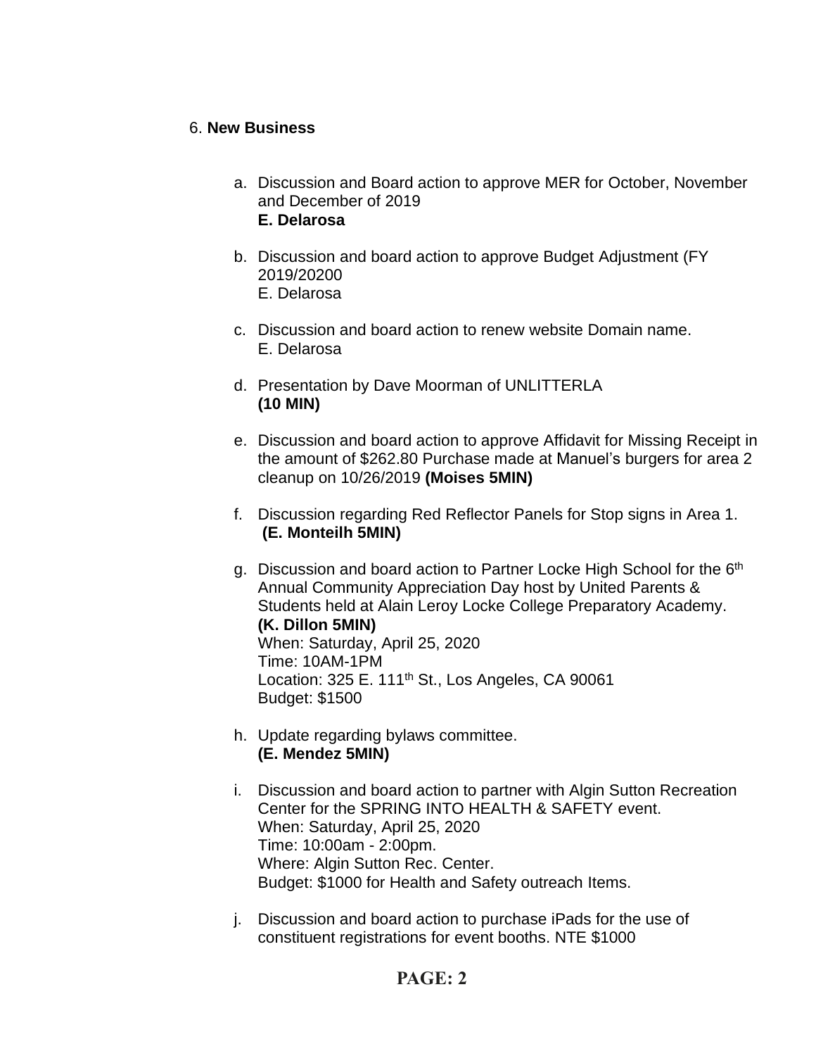6. **New Business**

a. Discussion and Board action to approve MER for October, November and December of 2019
   **E. Delarosa**

b. Discussion and board action to approve Budget Adjustment (FY 2019/20200
   E. Delarosa

c. Discussion and board action to renew website Domain name.
   E. Delarosa

d. Presentation by Dave Moorman of UNLITTERLA
   **(10 MIN)**

e. Discussion and board action to approve Affidavit for Missing Receipt in the amount of $262.80 Purchase made at Manuel's burgers for area 2 cleanup on 10/26/2019 **(Moises 5MIN)**

f. Discussion regarding Red Reflector Panels for Stop signs in Area 1.
   **(E. Monteilh 5MIN)**

g. Discussion and board action to Partner Locke High School for the 6th Annual Community Appreciation Day host by United Parents & Students held at Alain Leroy Locke College Preparatory Academy.
   **(K. Dillon 5MIN)**
   When: Saturday, April 25, 2020
   Time: 10AM-1PM
   Location: 325 E. 111th St., Los Angeles, CA 90061
   Budget: $1500

h. Update regarding bylaws committee.
   **(E. Mendez 5MIN)**

i. Discussion and board action to partner with Algin Sutton Recreation Center for the SPRING INTO HEALTH & SAFETY event.
   When: Saturday, April 25, 2020
   Time: 10:00am - 2:00pm.
   Where: Algin Sutton Rec. Center.
   Budget: $1000 for Health and Safety outreach Items.

j. Discussion and board action to purchase iPads for the use of constituent registrations for event booths. NTE $1000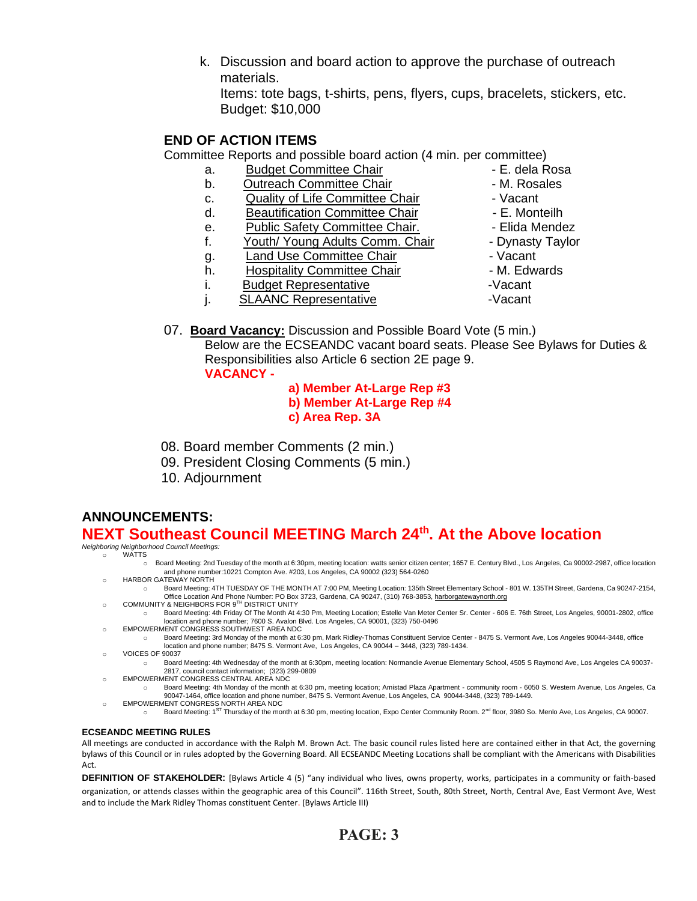k. Discussion and board action to approve the purchase of outreach materials.
   Items: tote bags, t-shirts, pens, flyers, cups, bracelets, stickers, etc.
   Budget: $10,000

### END OF ACTION ITEMS

Committee Reports and possible board action (4 min. per committee)

a. Budget Committee Chair - E. dela Rosa
b. Outreach Committee Chair - M. Rosales
c. Quality of Life Committee Chair - Vacant
d. Beautification Committee Chair - E. Monteilh
e. Public Safety Committee Chair. - Elida Mendez
f. Youth/ Young Adults Comm. Chair - Dynasty Taylor
g. Land Use Committee Chair - Vacant
h. Hospitality Committee Chair - M. Edwards
i. Budget Representative -Vacant
j. SLAANC Representative -Vacant

07. **Board Vacancy:** Discussion and Possible Board Vote (5 min.)
Below are the ECSEANDC vacant board seats. Please See Bylaws for Duties & Responsibilities also Article 6 section 2E page 9.
**VACANCY -**

**a) Member At-Large Rep #3**
**b) Member At-Large Rep #4**
**c) Area Rep. 3A**

08. Board member Comments (2 min.)
09. President Closing Comments (5 min.)
10. Adjournment

## ANNOUNCEMENTS:

## NEXT Southeast Council MEETING March 24th. At the Above location

*Neighboring Neighborhood Council Meetings:*

- WATTS
  - Board Meeting: 2nd Tuesday of the month at 6:30pm, meeting location: watts senior citizen center; 1657 E. Century Blvd., Los Angeles, Ca 90002-2987, office location and phone number:10221 Compton Ave. #203, Los Angeles, CA 90002 (323) 564-0260
- HARBOR GATEWAY NORTH
  - Board Meeting: 4TH TUESDAY OF THE MONTH AT 7:00 PM, Meeting Location: 135th Street Elementary School - 801 W. 135TH Street, Gardena, Ca 90247-2154, Office Location And Phone Number: PO Box 3723, Gardena, CA 90247, (310) 768-3853, harborgatewaynorth.org
- COMMUNITY & NEIGHBORS FOR 9TH DISTRICT UNITY
  - Board Meeting: 4th Friday Of The Month At 4:30 Pm, Meeting Location; Estelle Van Meter Center Sr. Center - 606 E. 76th Street, Los Angeles, 90001-2802, office location and phone number; 7600 S. Avalon Blvd. Los Angeles, CA 90001, (323) 750-0496
- EMPOWERMENT CONGRESS SOUTHWEST AREA NDC
  - Board Meeting: 3rd Monday of the month at 6:30 pm, Mark Ridley-Thomas Constituent Service Center - 8475 S. Vermont Ave, Los Angeles 90044-3448, office location and phone number; 8475 S. Vermont Ave, Los Angeles, CA 90044 – 3448, (323) 789-1434.
- VOICES OF 90037
  - Board Meeting: 4th Wednesday of the month at 6:30pm, meeting location: Normandie Avenue Elementary School, 4505 S Raymond Ave, Los Angeles CA 90037-2817, council contact information; (323) 299-0809
- EMPOWERMENT CONGRESS CENTRAL AREA NDC
  - Board Meeting: 4th Monday of the month at 6:30 pm, meeting location; Amistad Plaza Apartment - community room - 6050 S. Western Avenue, Los Angeles, Ca 90047-1464, office location and phone number, 8475 S. Vermont Avenue, Los Angeles, CA 90044-3448, (323) 789-1449.
- EMPOWERMENT CONGRESS NORTH AREA NDC
  - Board Meeting: 1ST Thursday of the month at 6:30 pm, meeting location, Expo Center Community Room. 2nd floor, 3980 So. Menlo Ave, Los Angeles, CA 90007.

**ECSEANDC MEETING RULES**

All meetings are conducted in accordance with the Ralph M. Brown Act. The basic council rules listed here are contained either in that Act, the governing bylaws of this Council or in rules adopted by the Governing Board. All ECSEANDC Meeting Locations shall be compliant with the Americans with Disabilities Act.

**DEFINITION OF STAKEHOLDER:** [Bylaws Article 4 (5) "any individual who lives, owns property, works, participates in a community or faith-based organization, or attends classes within the geographic area of this Council". 116th Street, South, 80th Street, North, Central Ave, East Vermont Ave, West and to include the Mark Ridley Thomas constituent Center. (Bylaws Article III)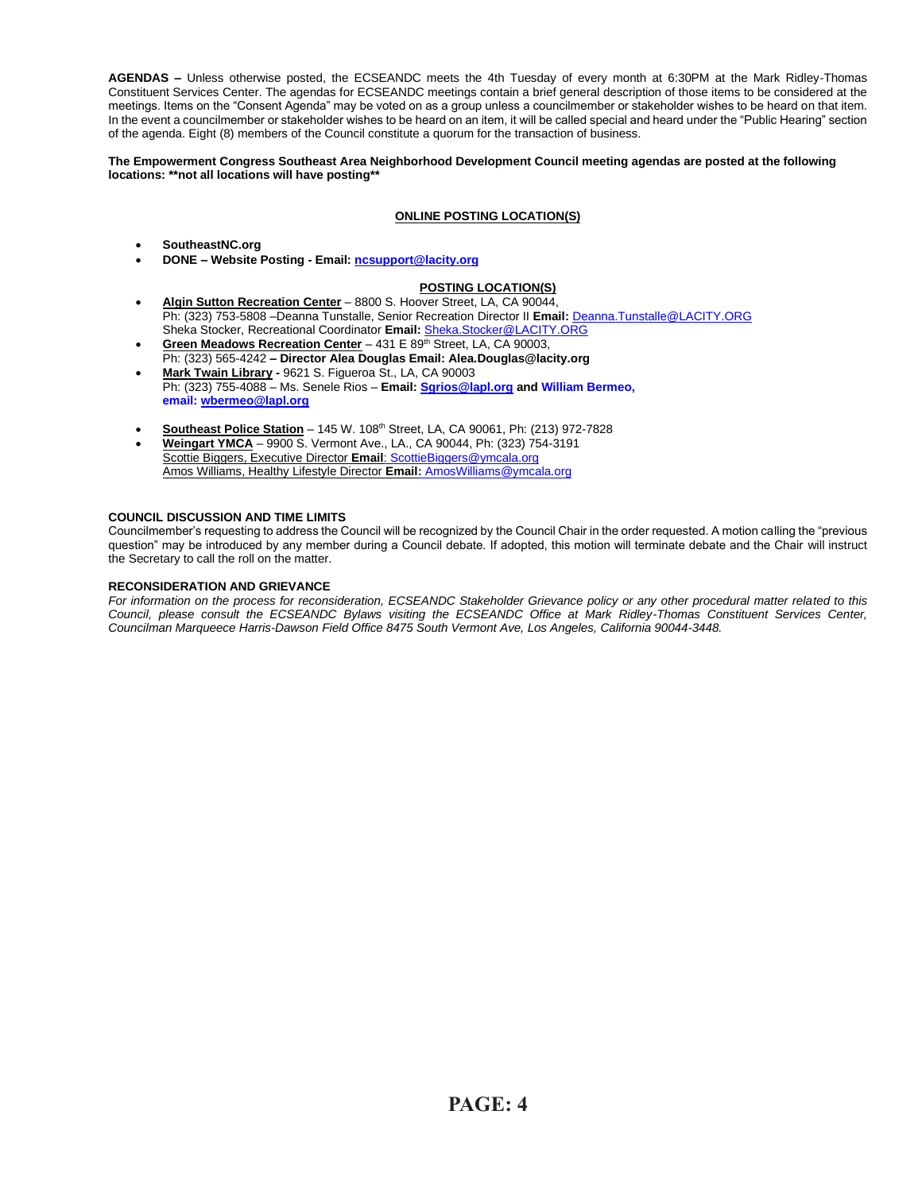**AGENDAS –** Unless otherwise posted, the ECSEANDC meets the 4th Tuesday of every month at 6:30PM at the Mark Ridley-Thomas Constituent Services Center. The agendas for ECSEANDC meetings contain a brief general description of those items to be considered at the meetings. Items on the "Consent Agenda" may be voted on as a group unless a councilmember or stakeholder wishes to be heard on that item. In the event a councilmember or stakeholder wishes to be heard on an item, it will be called special and heard under the "Public Hearing" section of the agenda. Eight (8) members of the Council constitute a quorum for the transaction of business.

**The Empowerment Congress Southeast Area Neighborhood Development Council meeting agendas are posted at the following locations: **not all locations will have posting****

**ONLINE POSTING LOCATION(S)**

- **SoutheastNC.org**
- **DONE – Website Posting - Email: ncsupport@lacity.org**

**POSTING LOCATION(S)**

- **Algin Sutton Recreation Center** – 8800 S. Hoover Street, LA, CA 90044, Ph: (323) 753-5808 –Deanna Tunstalle, Senior Recreation Director II **Email:** Deanna.Tunstalle@LACITY.ORG Sheka Stocker, Recreational Coordinator **Email:** Sheka.Stocker@LACITY.ORG
- **Green Meadows Recreation Center** – 431 E 89th Street, LA, CA 90003, Ph: (323) 565-4242 **– Director Alea Douglas Email: Alea.Douglas@lacity.org**
- **Mark Twain Library -** 9621 S. Figueroa St., LA, CA 90003 Ph: (323) 755-4088 – Ms. Senele Rios – **Email: Sgrios@lapl.org and William Bermeo, email: wbermeo@lapl.org**
- **Southeast Police Station** – 145 W. 108th Street, LA, CA 90061, Ph: (213) 972-7828
- **Weingart YMCA** – 9900 S. Vermont Ave., LA., CA 90044, Ph: (323) 754-3191 Scottie Biggers, Executive Director **Email**: ScottieBiggers@ymcala.org Amos Williams, Healthy Lifestyle Director **Email:** AmosWilliams@ymcala.org

**COUNCIL DISCUSSION AND TIME LIMITS**

Councilmember's requesting to address the Council will be recognized by the Council Chair in the order requested. A motion calling the "previous question" may be introduced by any member during a Council debate. If adopted, this motion will terminate debate and the Chair will instruct the Secretary to call the roll on the matter.

**RECONSIDERATION AND GRIEVANCE**

*For information on the process for reconsideration, ECSEANDC Stakeholder Grievance policy or any other procedural matter related to this Council, please consult the ECSEANDC Bylaws visiting the ECSEANDC Office at Mark Ridley-Thomas Constituent Services Center, Councilman Marqueece Harris-Dawson Field Office 8475 South Vermont Ave, Los Angeles, California 90044-3448.*